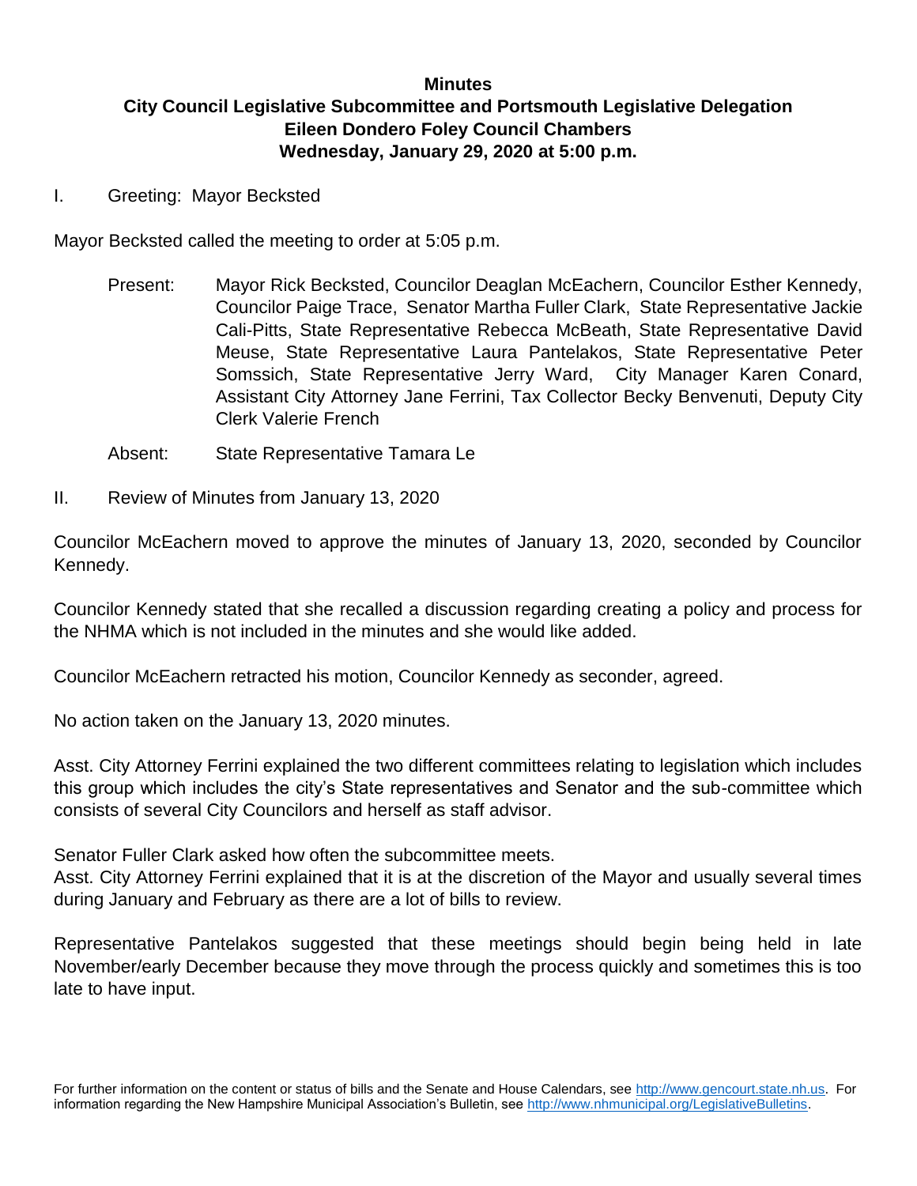**Minutes**

**City Council Legislative Subcommittee and Portsmouth Legislative Delegation**
**Eileen Dondero Foley Council Chambers**
**Wednesday, January 29, 2020 at 5:00 p.m.**

I. Greeting: Mayor Becksted

Mayor Becksted called the meeting to order at 5:05 p.m.

Present: Mayor Rick Becksted, Councilor Deaglan McEachern, Councilor Esther Kennedy, Councilor Paige Trace, Senator Martha Fuller Clark, State Representative Jackie Cali-Pitts, State Representative Rebecca McBeath, State Representative David Meuse, State Representative Laura Pantelakos, State Representative Peter Somssich, State Representative Jerry Ward, City Manager Karen Conard, Assistant City Attorney Jane Ferrini, Tax Collector Becky Benvenuti, Deputy City Clerk Valerie French

Absent: State Representative Tamara Le

II. Review of Minutes from January 13, 2020

Councilor McEachern moved to approve the minutes of January 13, 2020, seconded by Councilor Kennedy.

Councilor Kennedy stated that she recalled a discussion regarding creating a policy and process for the NHMA which is not included in the minutes and she would like added.

Councilor McEachern retracted his motion, Councilor Kennedy as seconder, agreed.

No action taken on the January 13, 2020 minutes.

Asst. City Attorney Ferrini explained the two different committees relating to legislation which includes this group which includes the city's State representatives and Senator and the sub-committee which consists of several City Councilors and herself as staff advisor.

Senator Fuller Clark asked how often the subcommittee meets.
Asst. City Attorney Ferrini explained that it is at the discretion of the Mayor and usually several times during January and February as there are a lot of bills to review.

Representative Pantelakos suggested that these meetings should begin being held in late November/early December because they move through the process quickly and sometimes this is too late to have input.

For further information on the content or status of bills and the Senate and House Calendars, see http://www.gencourt.state.nh.us. For information regarding the New Hampshire Municipal Association's Bulletin, see http://www.nhmunicipal.org/LegislativeBulletins.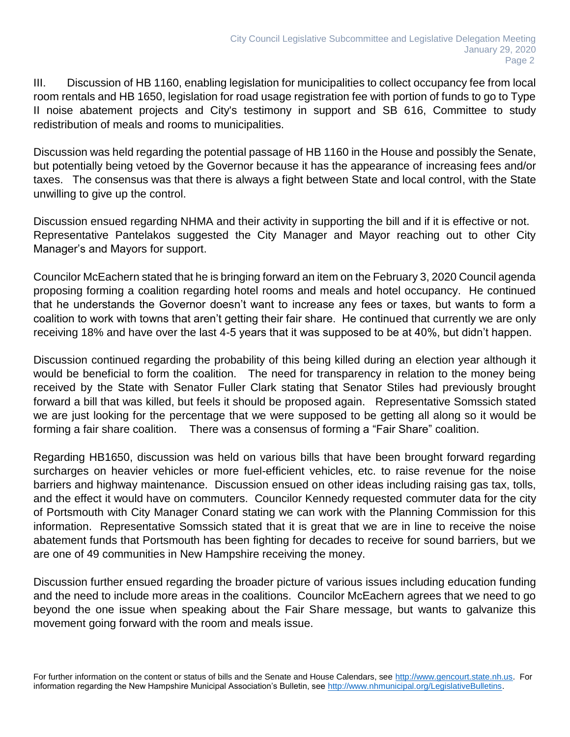III. Discussion of HB 1160, enabling legislation for municipalities to collect occupancy fee from local room rentals and HB 1650, legislation for road usage registration fee with portion of funds to go to Type II noise abatement projects and City's testimony in support and SB 616, Committee to study redistribution of meals and rooms to municipalities.

Discussion was held regarding the potential passage of HB 1160 in the House and possibly the Senate, but potentially being vetoed by the Governor because it has the appearance of increasing fees and/or taxes. The consensus was that there is always a fight between State and local control, with the State unwilling to give up the control.

Discussion ensued regarding NHMA and their activity in supporting the bill and if it is effective or not. Representative Pantelakos suggested the City Manager and Mayor reaching out to other City Manager's and Mayors for support.

Councilor McEachern stated that he is bringing forward an item on the February 3, 2020 Council agenda proposing forming a coalition regarding hotel rooms and meals and hotel occupancy. He continued that he understands the Governor doesn't want to increase any fees or taxes, but wants to form a coalition to work with towns that aren't getting their fair share. He continued that currently we are only receiving 18% and have over the last 4-5 years that it was supposed to be at 40%, but didn't happen.

Discussion continued regarding the probability of this being killed during an election year although it would be beneficial to form the coalition. The need for transparency in relation to the money being received by the State with Senator Fuller Clark stating that Senator Stiles had previously brought forward a bill that was killed, but feels it should be proposed again. Representative Somssich stated we are just looking for the percentage that we were supposed to be getting all along so it would be forming a fair share coalition. There was a consensus of forming a "Fair Share" coalition.

Regarding HB1650, discussion was held on various bills that have been brought forward regarding surcharges on heavier vehicles or more fuel-efficient vehicles, etc. to raise revenue for the noise barriers and highway maintenance. Discussion ensued on other ideas including raising gas tax, tolls, and the effect it would have on commuters. Councilor Kennedy requested commuter data for the city of Portsmouth with City Manager Conard stating we can work with the Planning Commission for this information. Representative Somssich stated that it is great that we are in line to receive the noise abatement funds that Portsmouth has been fighting for decades to receive for sound barriers, but we are one of 49 communities in New Hampshire receiving the money.

Discussion further ensued regarding the broader picture of various issues including education funding and the need to include more areas in the coalitions. Councilor McEachern agrees that we need to go beyond the one issue when speaking about the Fair Share message, but wants to galvanize this movement going forward with the room and meals issue.

For further information on the content or status of bills and the Senate and House Calendars, see http://www.gencourt.state.nh.us. For information regarding the New Hampshire Municipal Association's Bulletin, see http://www.nhmunicipal.org/LegislativeBulletins.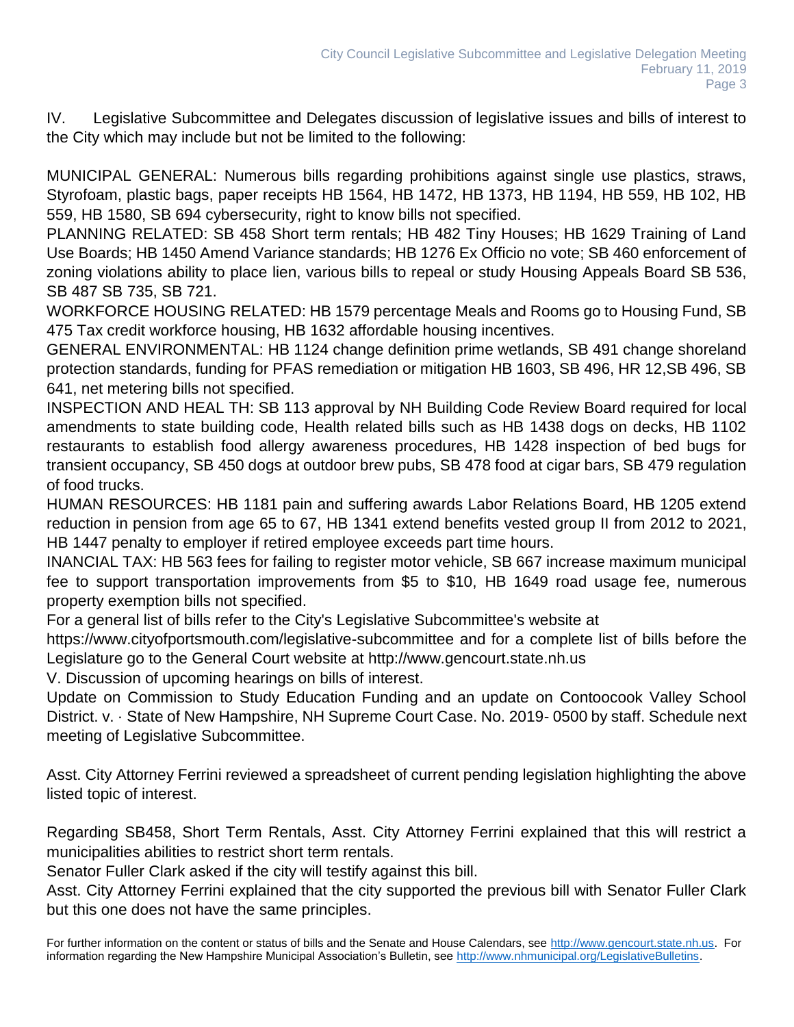IV. Legislative Subcommittee and Delegates discussion of legislative issues and bills of interest to the City which may include but not be limited to the following:

MUNICIPAL GENERAL: Numerous bills regarding prohibitions against single use plastics, straws, Styrofoam, plastic bags, paper receipts HB 1564, HB 1472, HB 1373, HB 1194, HB 559, HB 102, HB 559, HB 1580, SB 694 cybersecurity, right to know bills not specified.
PLANNING RELATED: SB 458 Short term rentals; HB 482 Tiny Houses; HB 1629 Training of Land Use Boards; HB 1450 Amend Variance standards; HB 1276 Ex Officio no vote; SB 460 enforcement of zoning violations ability to place lien, various bills to repeal or study Housing Appeals Board SB 536, SB 487 SB 735, SB 721.
WORKFORCE HOUSING RELATED: HB 1579 percentage Meals and Rooms go to Housing Fund, SB 475 Tax credit workforce housing, HB 1632 affordable housing incentives.
GENERAL ENVIRONMENTAL: HB 1124 change definition prime wetlands, SB 491 change shoreland protection standards, funding for PFAS remediation or mitigation HB 1603, SB 496, HR 12,SB 496, SB 641, net metering bills not specified.
INSPECTION AND HEAL TH: SB 113 approval by NH Building Code Review Board required for local amendments to state building code, Health related bills such as HB 1438 dogs on decks, HB 1102 restaurants to establish food allergy awareness procedures, HB 1428 inspection of bed bugs for transient occupancy, SB 450 dogs at outdoor brew pubs, SB 478 food at cigar bars, SB 479 regulation of food trucks.
HUMAN RESOURCES: HB 1181 pain and suffering awards Labor Relations Board, HB 1205 extend reduction in pension from age 65 to 67, HB 1341 extend benefits vested group II from 2012 to 2021, HB 1447 penalty to employer if retired employee exceeds part time hours.
INANCIAL TAX: HB 563 fees for failing to register motor vehicle, SB 667 increase maximum municipal fee to support transportation improvements from $5 to $10, HB 1649 road usage fee, numerous property exemption bills not specified.
For a general list of bills refer to the City's Legislative Subcommittee's website at https://www.cityofportsmouth.com/legislative-subcommittee and for a complete list of bills before the Legislature go to the General Court website at http://www.gencourt.state.nh.us
V. Discussion of upcoming hearings on bills of interest.
Update on Commission to Study Education Funding and an update on Contoocook Valley School District. v. · State of New Hampshire, NH Supreme Court Case. No. 2019- 0500 by staff. Schedule next meeting of Legislative Subcommittee.

Asst. City Attorney Ferrini reviewed a spreadsheet of current pending legislation highlighting the above listed topic of interest.

Regarding SB458, Short Term Rentals, Asst. City Attorney Ferrini explained that this will restrict a municipalities abilities to restrict short term rentals.
Senator Fuller Clark asked if the city will testify against this bill.
Asst. City Attorney Ferrini explained that the city supported the previous bill with Senator Fuller Clark but this one does not have the same principles.

For further information on the content or status of bills and the Senate and House Calendars, see http://www.gencourt.state.nh.us. For information regarding the New Hampshire Municipal Association's Bulletin, see http://www.nhmunicipal.org/LegislativeBulletins.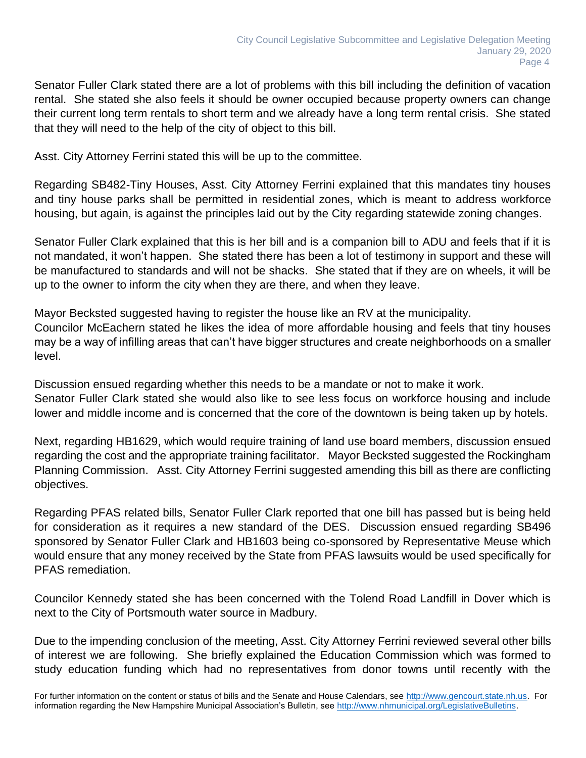Senator Fuller Clark stated there are a lot of problems with this bill including the definition of vacation rental. She stated she also feels it should be owner occupied because property owners can change their current long term rentals to short term and we already have a long term rental crisis. She stated that they will need to the help of the city of object to this bill.

Asst. City Attorney Ferrini stated this will be up to the committee.

Regarding SB482-Tiny Houses, Asst. City Attorney Ferrini explained that this mandates tiny houses and tiny house parks shall be permitted in residential zones, which is meant to address workforce housing, but again, is against the principles laid out by the City regarding statewide zoning changes.

Senator Fuller Clark explained that this is her bill and is a companion bill to ADU and feels that if it is not mandated, it won't happen. She stated there has been a lot of testimony in support and these will be manufactured to standards and will not be shacks. She stated that if they are on wheels, it will be up to the owner to inform the city when they are there, and when they leave.

Mayor Becksted suggested having to register the house like an RV at the municipality.
Councilor McEachern stated he likes the idea of more affordable housing and feels that tiny houses may be a way of infilling areas that can't have bigger structures and create neighborhoods on a smaller level.

Discussion ensued regarding whether this needs to be a mandate or not to make it work.
Senator Fuller Clark stated she would also like to see less focus on workforce housing and include lower and middle income and is concerned that the core of the downtown is being taken up by hotels.

Next, regarding HB1629, which would require training of land use board members, discussion ensued regarding the cost and the appropriate training facilitator. Mayor Becksted suggested the Rockingham Planning Commission. Asst. City Attorney Ferrini suggested amending this bill as there are conflicting objectives.

Regarding PFAS related bills, Senator Fuller Clark reported that one bill has passed but is being held for consideration as it requires a new standard of the DES. Discussion ensued regarding SB496 sponsored by Senator Fuller Clark and HB1603 being co-sponsored by Representative Meuse which would ensure that any money received by the State from PFAS lawsuits would be used specifically for PFAS remediation.

Councilor Kennedy stated she has been concerned with the Tolend Road Landfill in Dover which is next to the City of Portsmouth water source in Madbury.

Due to the impending conclusion of the meeting, Asst. City Attorney Ferrini reviewed several other bills of interest we are following. She briefly explained the Education Commission which was formed to study education funding which had no representatives from donor towns until recently with the

For further information on the content or status of bills and the Senate and House Calendars, see http://www.gencourt.state.nh.us. For information regarding the New Hampshire Municipal Association's Bulletin, see http://www.nhmunicipal.org/LegislativeBulletins.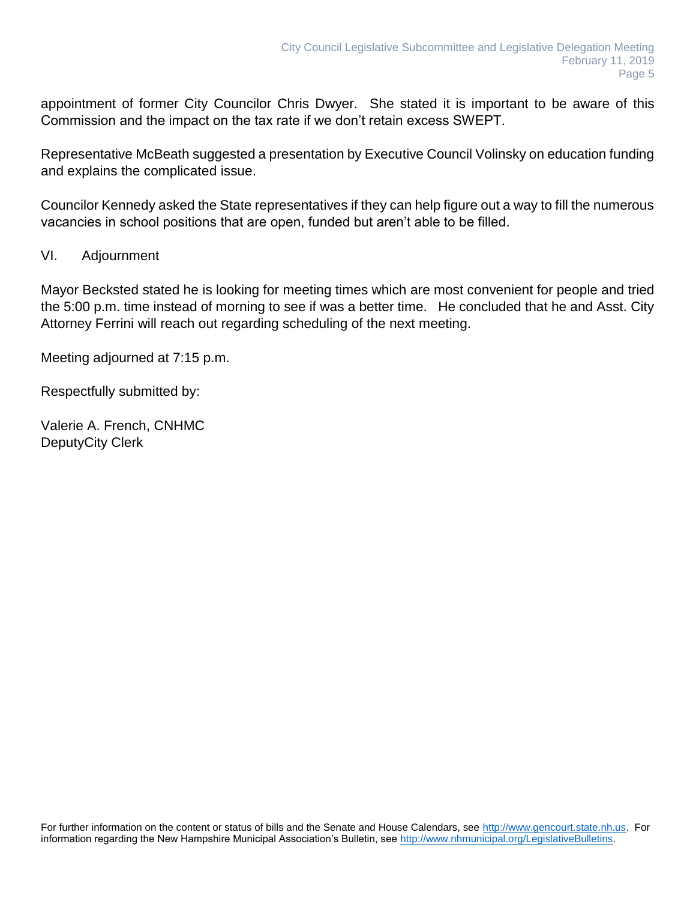appointment of former City Councilor Chris Dwyer. She stated it is important to be aware of this Commission and the impact on the tax rate if we don't retain excess SWEPT.

Representative McBeath suggested a presentation by Executive Council Volinsky on education funding and explains the complicated issue.

Councilor Kennedy asked the State representatives if they can help figure out a way to fill the numerous vacancies in school positions that are open, funded but aren't able to be filled.

## VI. Adjournment

Mayor Becksted stated he is looking for meeting times which are most convenient for people and tried the 5:00 p.m. time instead of morning to see if was a better time. He concluded that he and Asst. City Attorney Ferrini will reach out regarding scheduling of the next meeting.

Meeting adjourned at 7:15 p.m.

Respectfully submitted by:

Valerie A. French, CNHMC
DeputyCity Clerk

For further information on the content or status of bills and the Senate and House Calendars, see http://www.gencourt.state.nh.us. For information regarding the New Hampshire Municipal Association's Bulletin, see http://www.nhmunicipal.org/LegislativeBulletins.